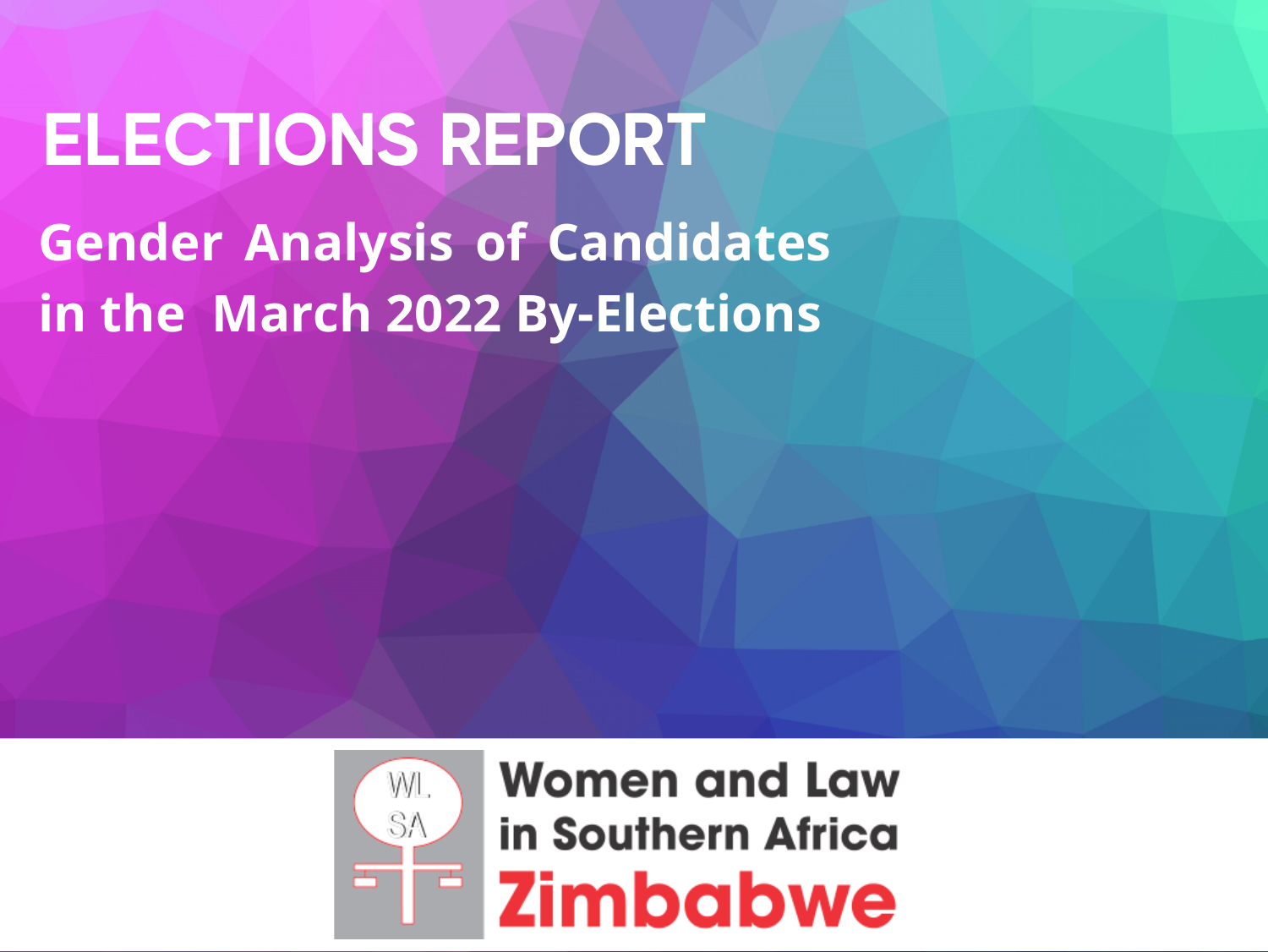# ELECTIONS REPORT

## Gender Analysis of Candidates in the March 2022 By-Elections

WL SA

Women and Law in Southern Africa Zimbabwe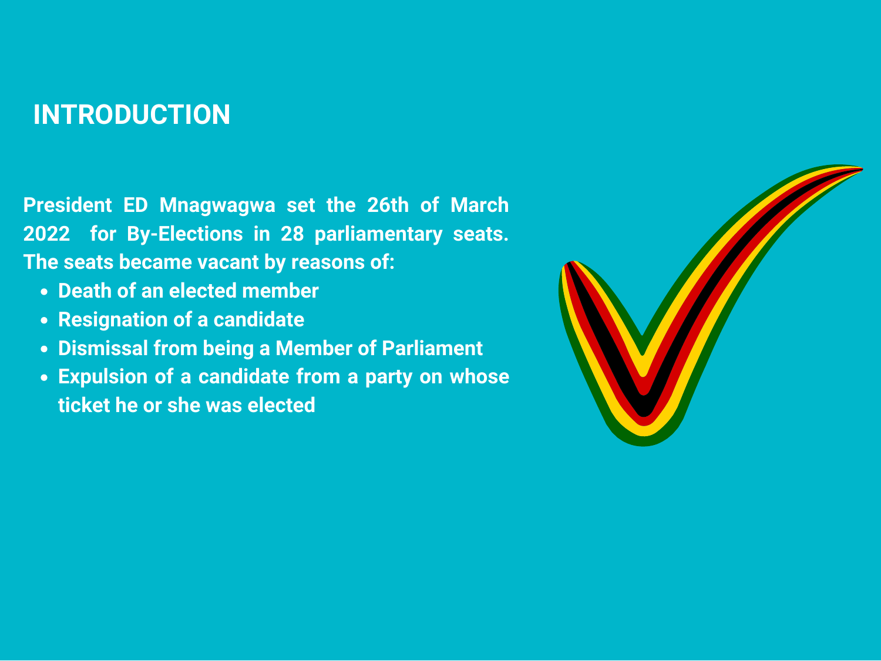## INTRODUCTION

**President ED Mnagwagwa set the 26th of March 2022 for By-Elections in 28 parliamentary seats. The seats became vacant by reasons of:**

- **Death of an elected member**
- **Resignation of a candidate**
- **Dismissal from being a Member of Parliament**
- **Expulsion of a candidate from a party on whose ticket he or she was elected**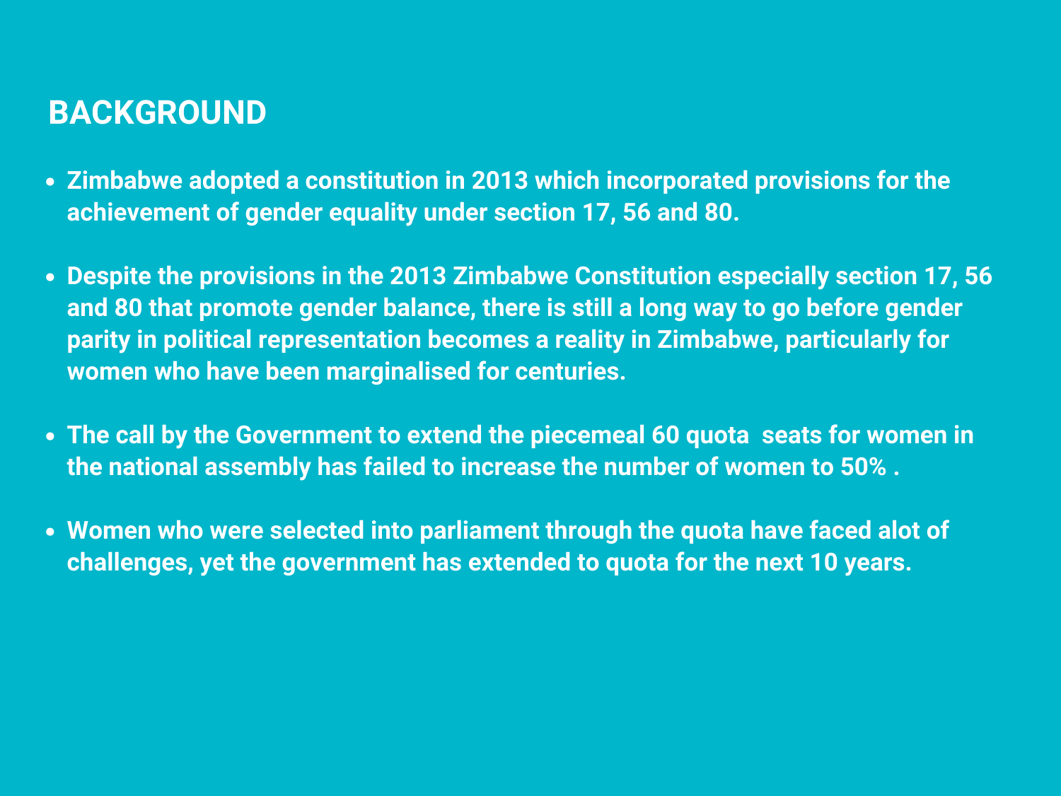## BACKGROUND

- **Zimbabwe adopted a constitution in 2013 which incorporated provisions for the achievement of gender equality under section 17, 56 and 80.**

- **Despite the provisions in the 2013 Zimbabwe Constitution especially section 17, 56 and 80 that promote gender balance, there is still a long way to go before gender parity in political representation becomes a reality in Zimbabwe, particularly for women who have been marginalised for centuries.**

- **The call by the Government to extend the piecemeal 60 quota seats for women in the national assembly has failed to increase the number of women to 50% .**

- **Women who were selected into parliament through the quota have faced alot of challenges, yet the government has extended to quota for the next 10 years.**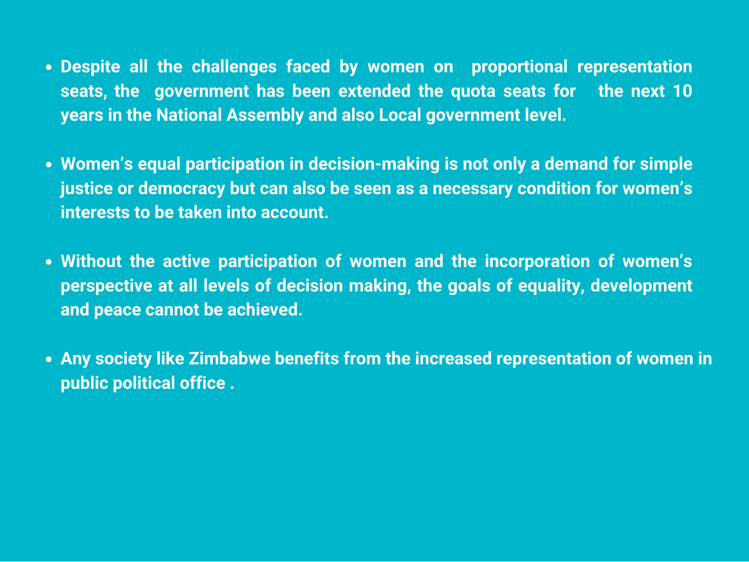- **Despite all the challenges faced by women on proportional representation seats, the government has been extended the quota seats for the next 10 years in the National Assembly and also Local government level.**

- **Women's equal participation in decision-making is not only a demand for simple justice or democracy but can also be seen as a necessary condition for women's interests to be taken into account.**

- **Without the active participation of women and the incorporation of women's perspective at all levels of decision making, the goals of equality, development and peace cannot be achieved.**

- **Any society like Zimbabwe benefits from the increased representation of women in public political office .**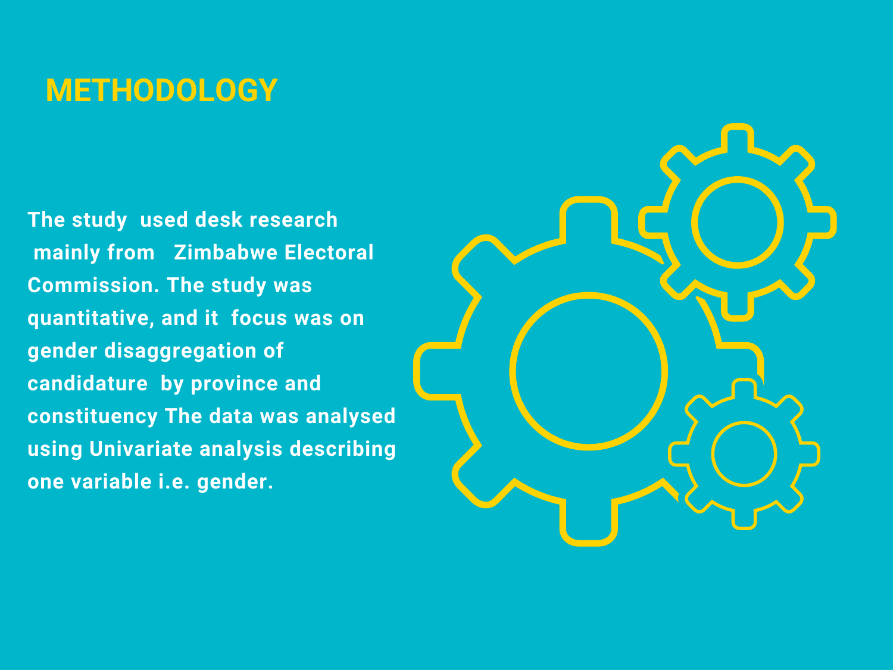# METHODOLOGY

**The study used desk research mainly from Zimbabwe Electoral Commission. The study was quantitative, and it focus was on gender disaggregation of candidature by province and constituency The data was analysed using Univariate analysis describing one variable i.e. gender.**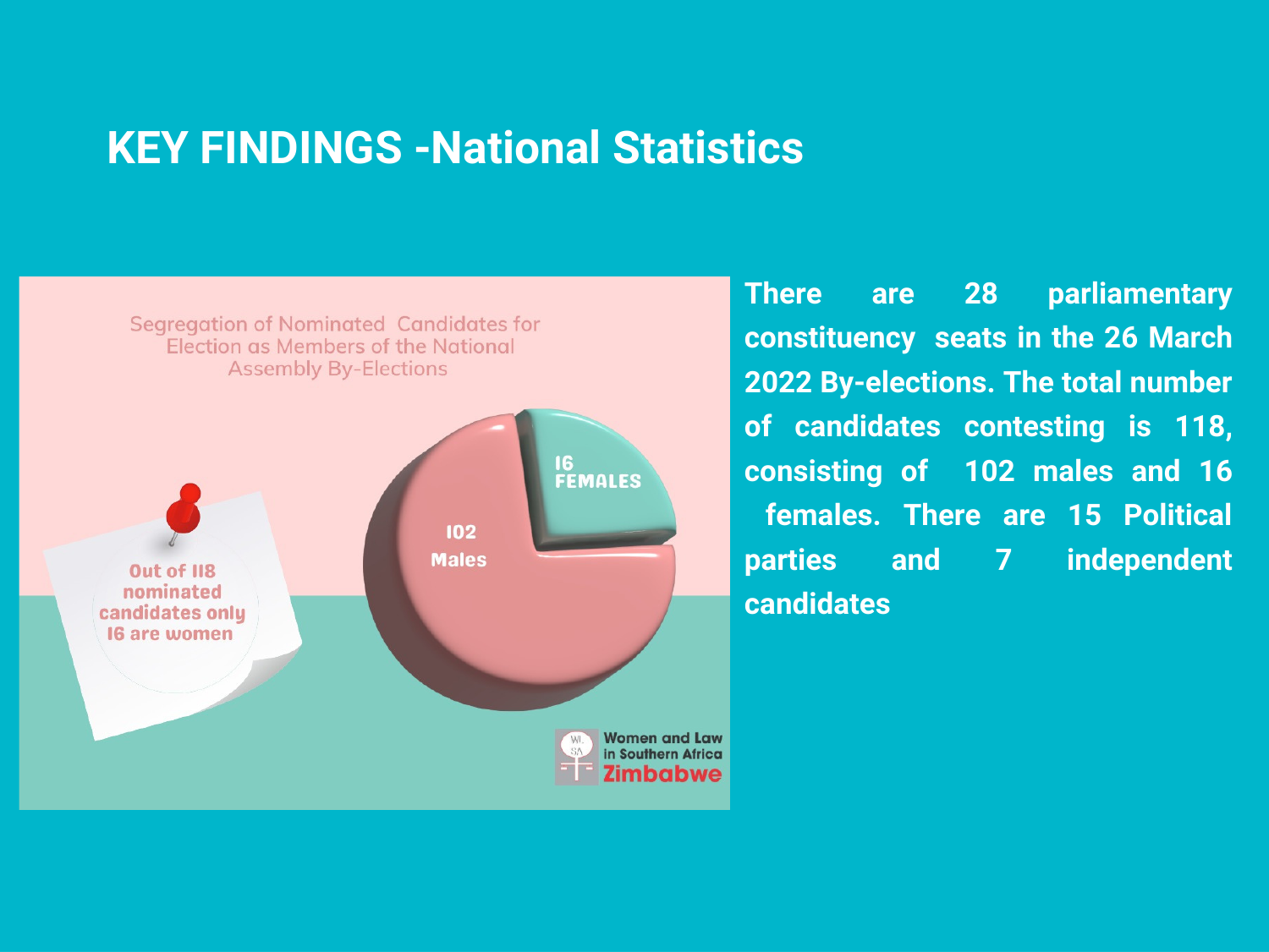# KEY FINDINGS -National Statistics

Segregation of Nominated Candidates for Election as Members of the National Assembly By-Elections

16 FEMALES

102 Males

Out of 118 nominated candidates only 16 are women

Women and Law in Southern Africa Zimbabwe

There are 28 parliamentary constituency seats in the 26 March 2022 By-elections. The total number of candidates contesting is 118, consisting of 102 males and 16 females. There are 15 Political parties and 7 independent candidates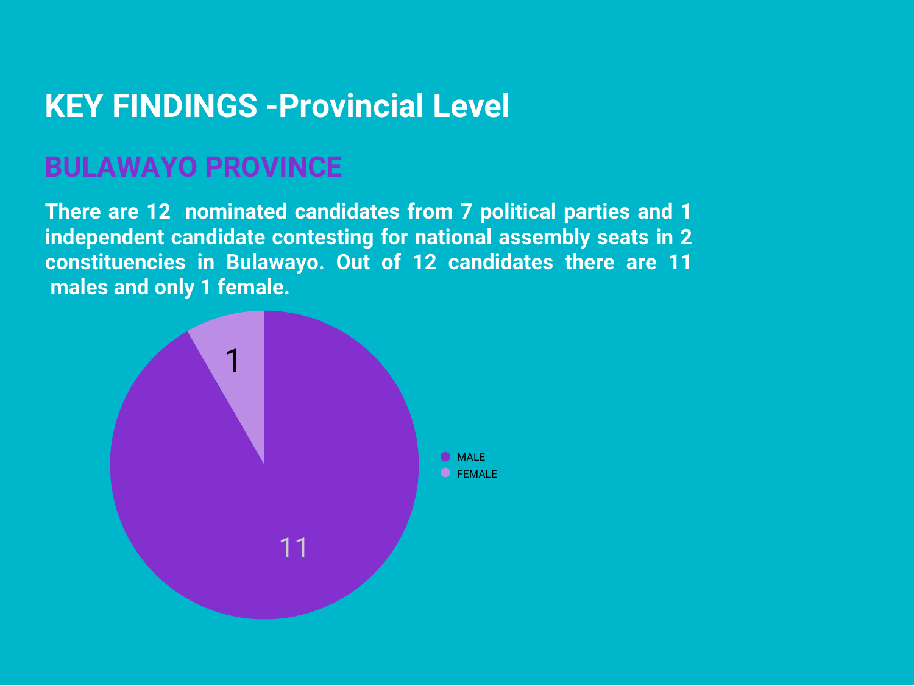# KEY FINDINGS -Provincial Level

## BULAWAYO PROVINCE

**There are 12 nominated candidates from 7 political parties and 1 independent candidate contesting for national assembly seats in 2 constituencies in Bulawayo. Out of 12 candidates there are 11 males and only 1 female.**

| | |
|---|---|
| MALE | 11 |
| FEMALE | 1 |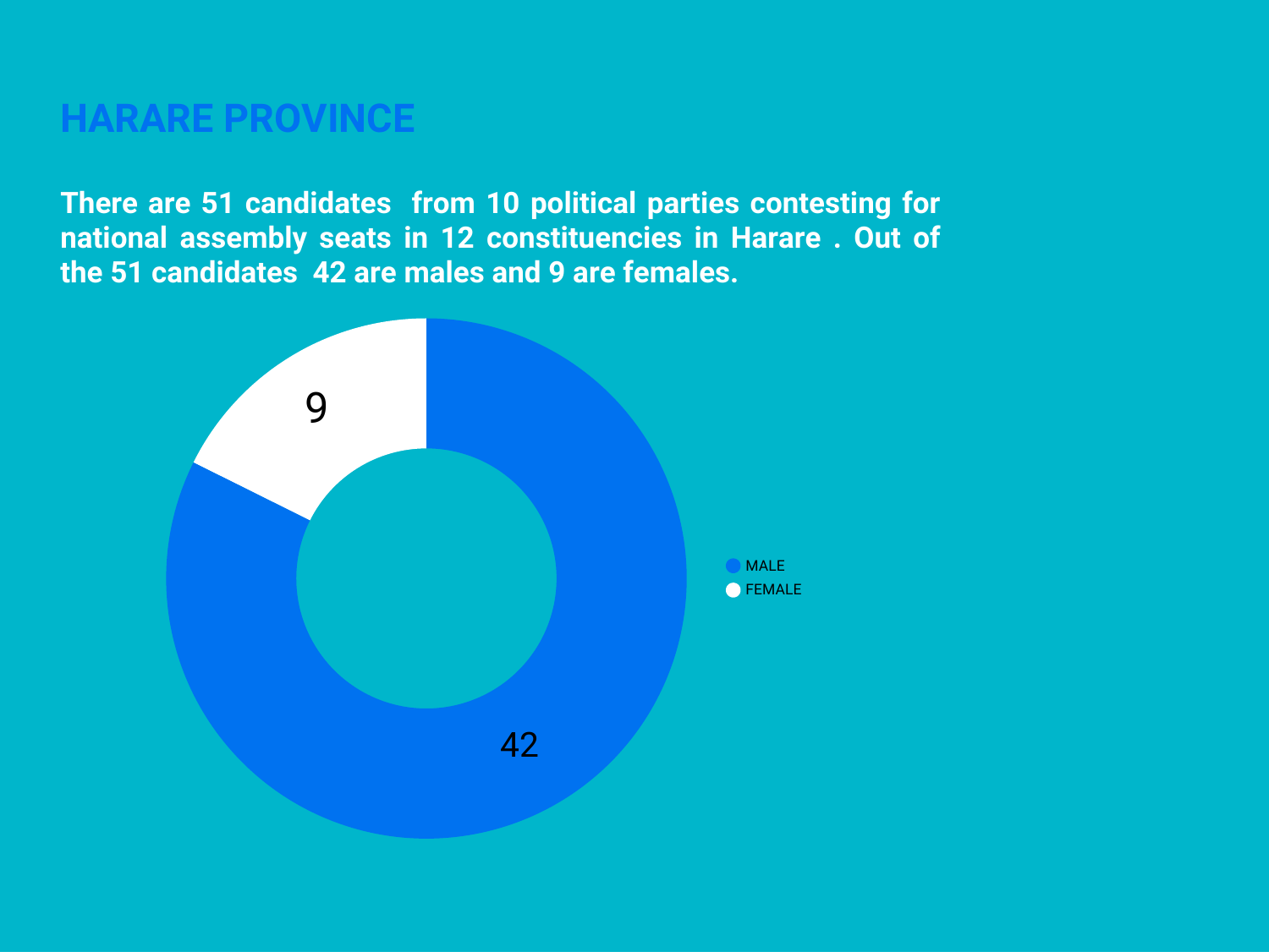# HARARE PROVINCE

**There are 51 candidates from 10 political parties contesting for national assembly seats in 12 constituencies in Harare . Out of the 51 candidates 42 are males and 9 are females.**

9

42

MALE

FEMALE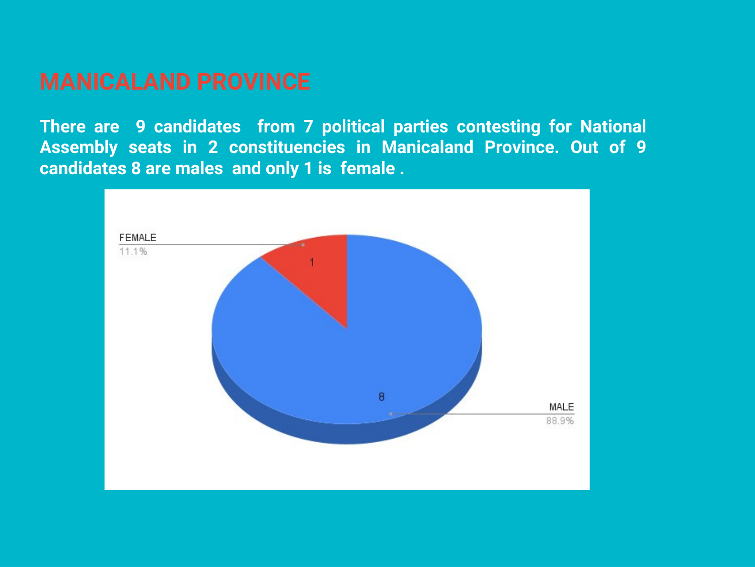# MANICALAND PROVINCE

**There are 9 candidates from 7 political parties contesting for National Assembly seats in 2 constituencies in Manicaland Province. Out of 9 candidates 8 are males and only 1 is female .**

FEMALE
11.1%

1

8

MALE
88.9%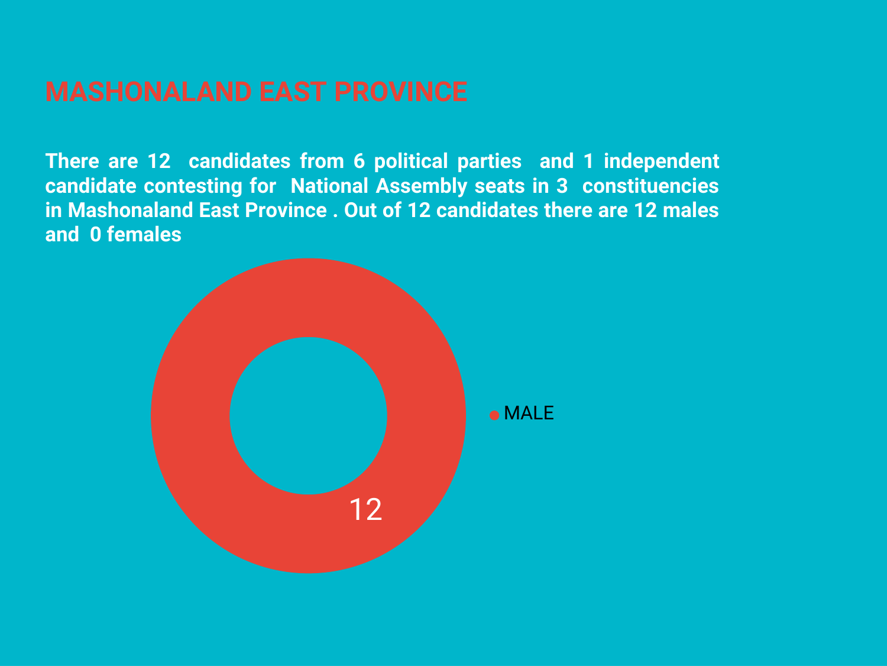# MASHONALAND EAST PROVINCE

**There are 12 candidates from 6 political parties and 1 independent candidate contesting for National Assembly seats in 3 constituencies in Mashonaland East Province . Out of 12 candidates there are 12 males and 0 females**

12

MALE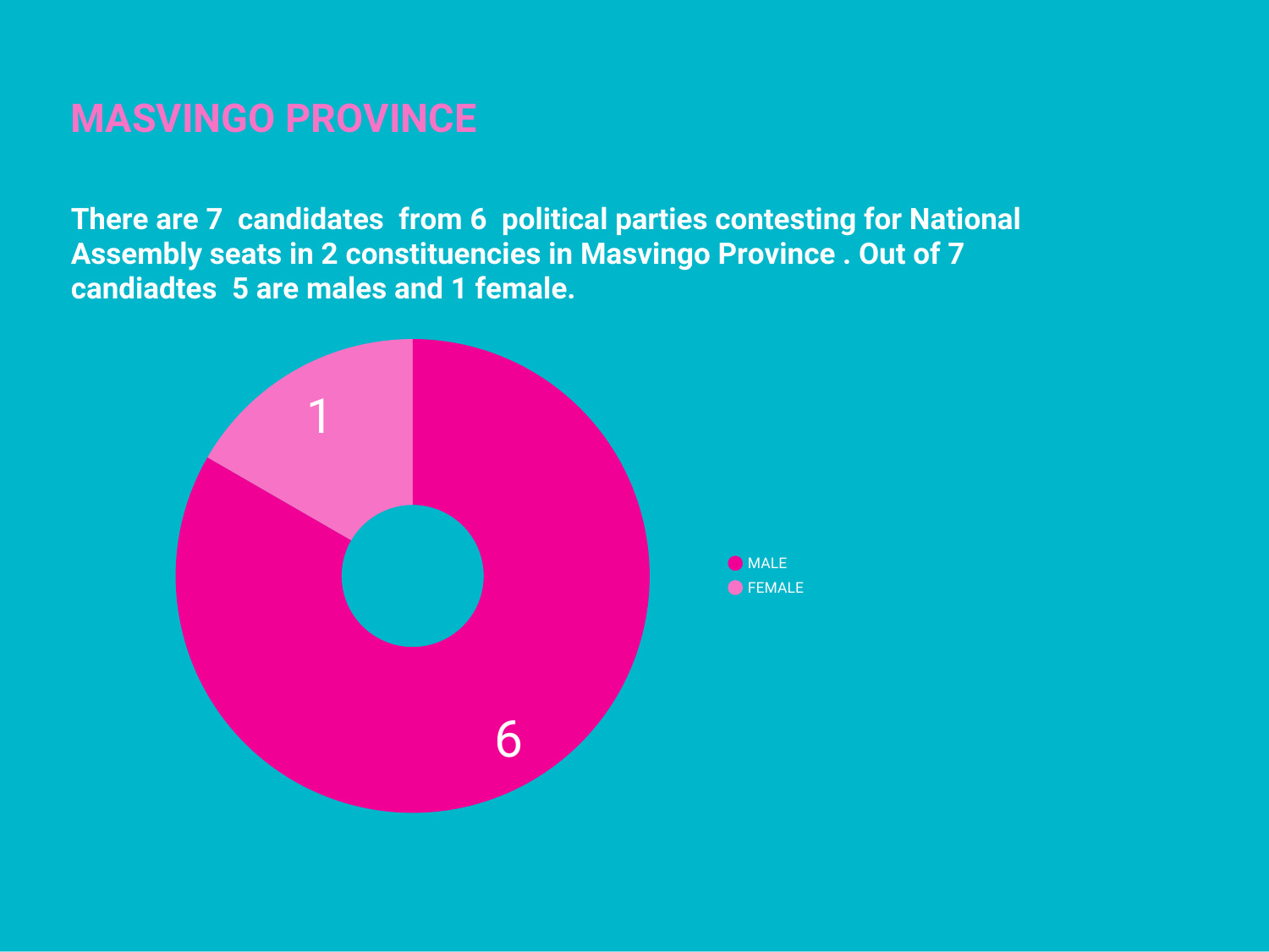# MASVINGO PROVINCE

**There are 7 candidates from 6 political parties contesting for National Assembly seats in 2 constituencies in Masvingo Province . Out of 7 candiadtes 5 are males and 1 female.**

| Gender | Candidates |
|---|---|
| MALE | 6 |
| FEMALE | 1 |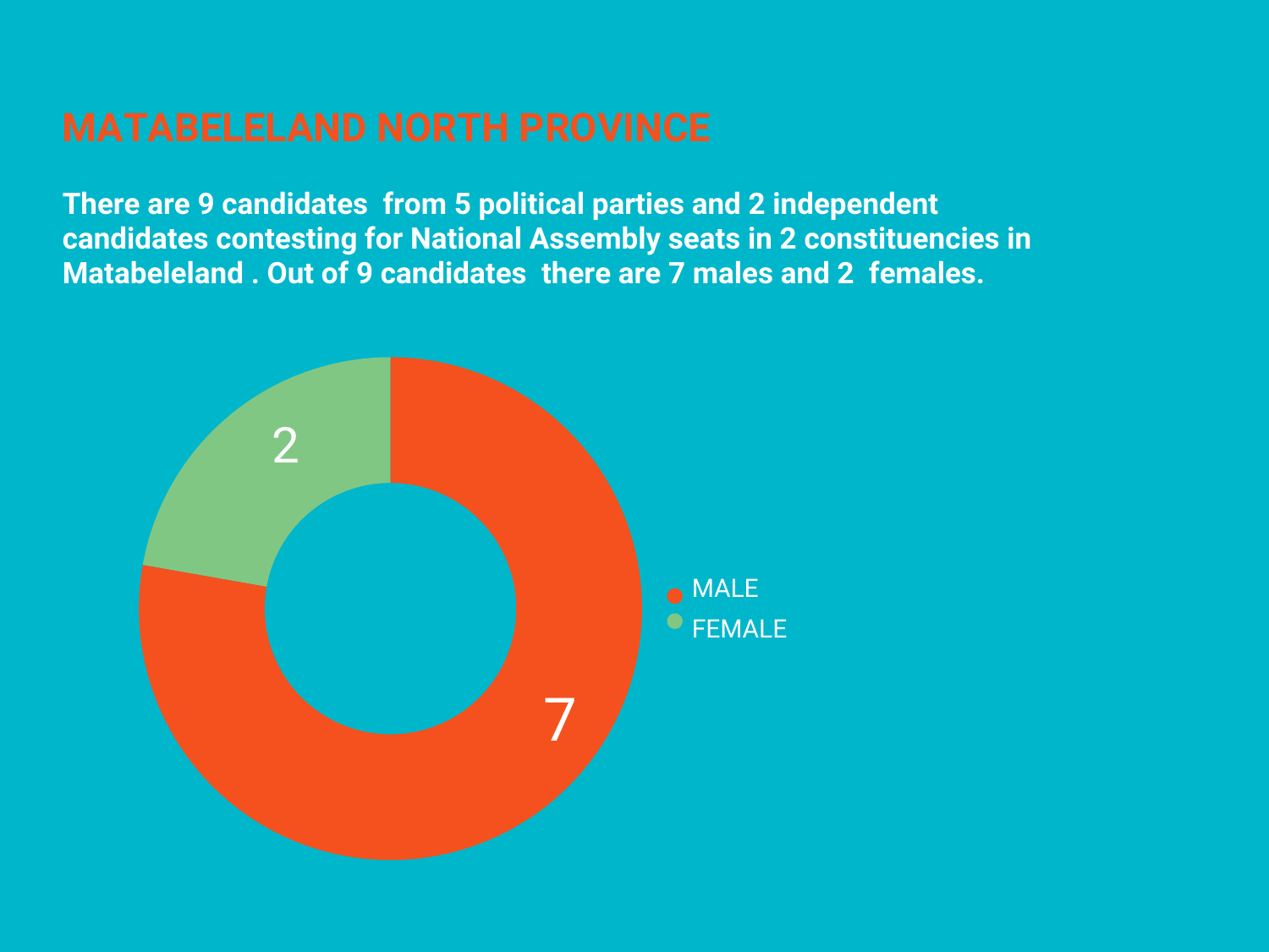# MATABELELAND NORTH PROVINCE

**There are 9 candidates from 5 political parties and 2 independent candidates contesting for National Assembly seats in 2 constituencies in Matabeleland . Out of 9 candidates there are 7 males and 2 females.**

| Gender | Candidates |
| --- | --- |
| MALE | 7 |
| FEMALE | 2 |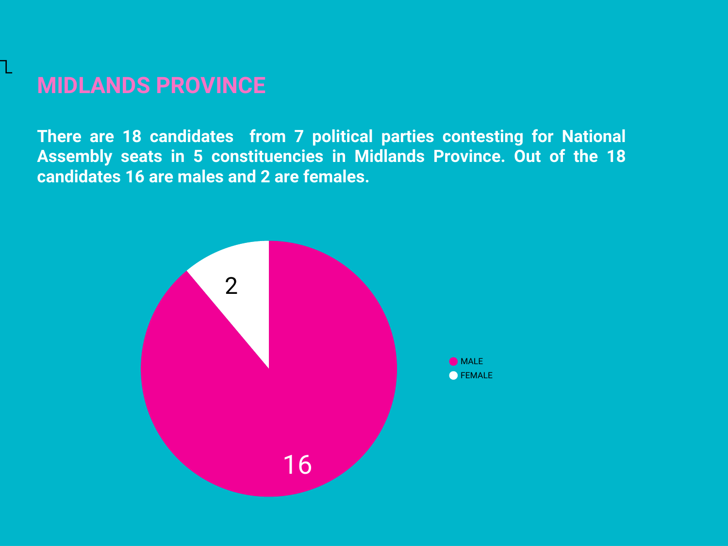# MIDLANDS PROVINCE

**There are 18 candidates from 7 political parties contesting for National Assembly seats in 5 constituencies in Midlands Province. Out of the 18 candidates 16 are males and 2 are females.**

| Gender | Candidates |
| --- | --- |
| MALE | 16 |
| FEMALE | 2 |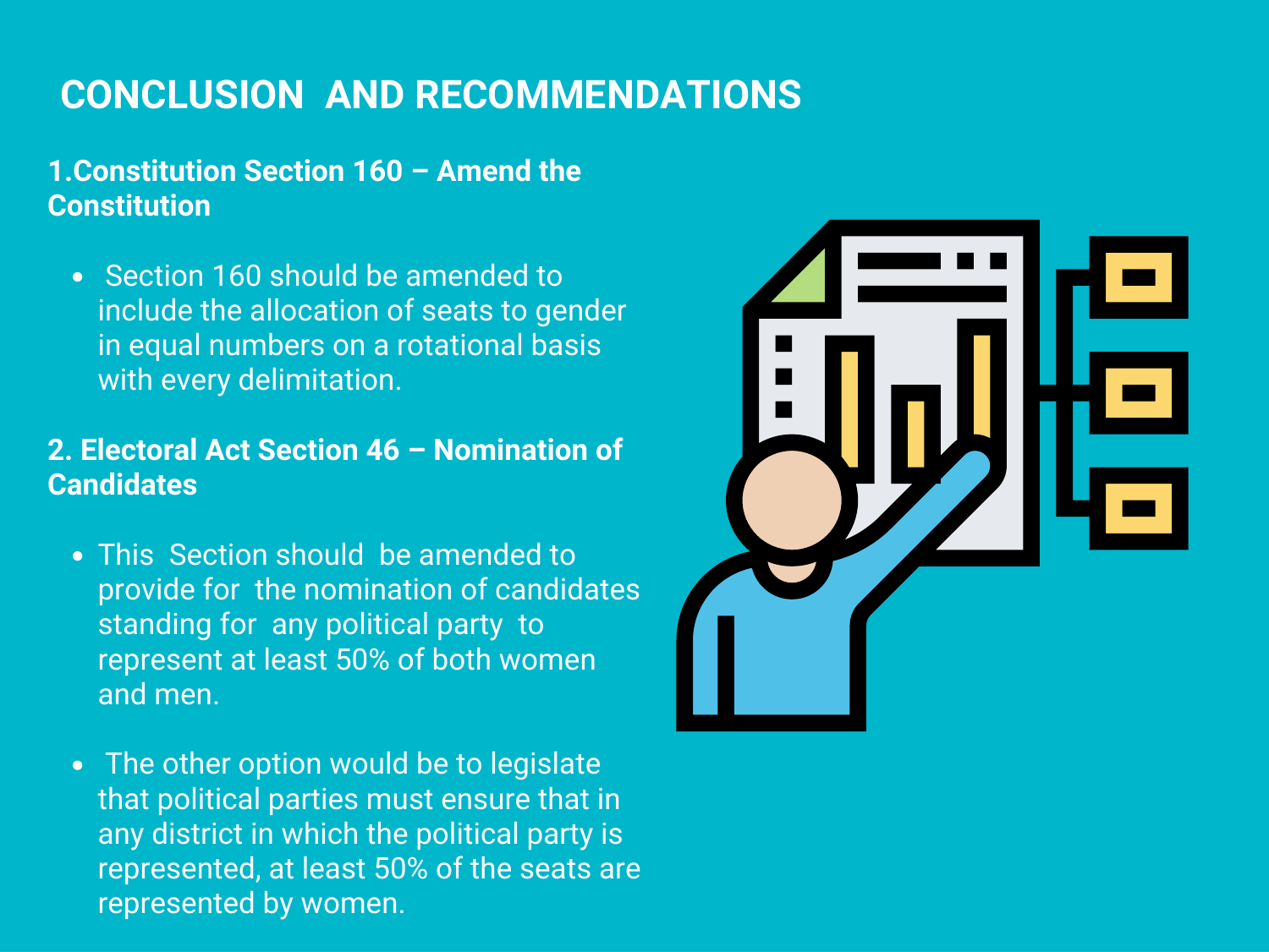# CONCLUSION AND RECOMMENDATIONS

## 1. Constitution Section 160 – Amend the Constitution

- Section 160 should be amended to include the allocation of seats to gender in equal numbers on a rotational basis with every delimitation.

## 2. Electoral Act Section 46 – Nomination of Candidates

- This Section should be amended to provide for the nomination of candidates standing for any political party to represent at least 50% of both women and men.
- The other option would be to legislate that political parties must ensure that in any district in which the political party is represented, at least 50% of the seats are represented by women.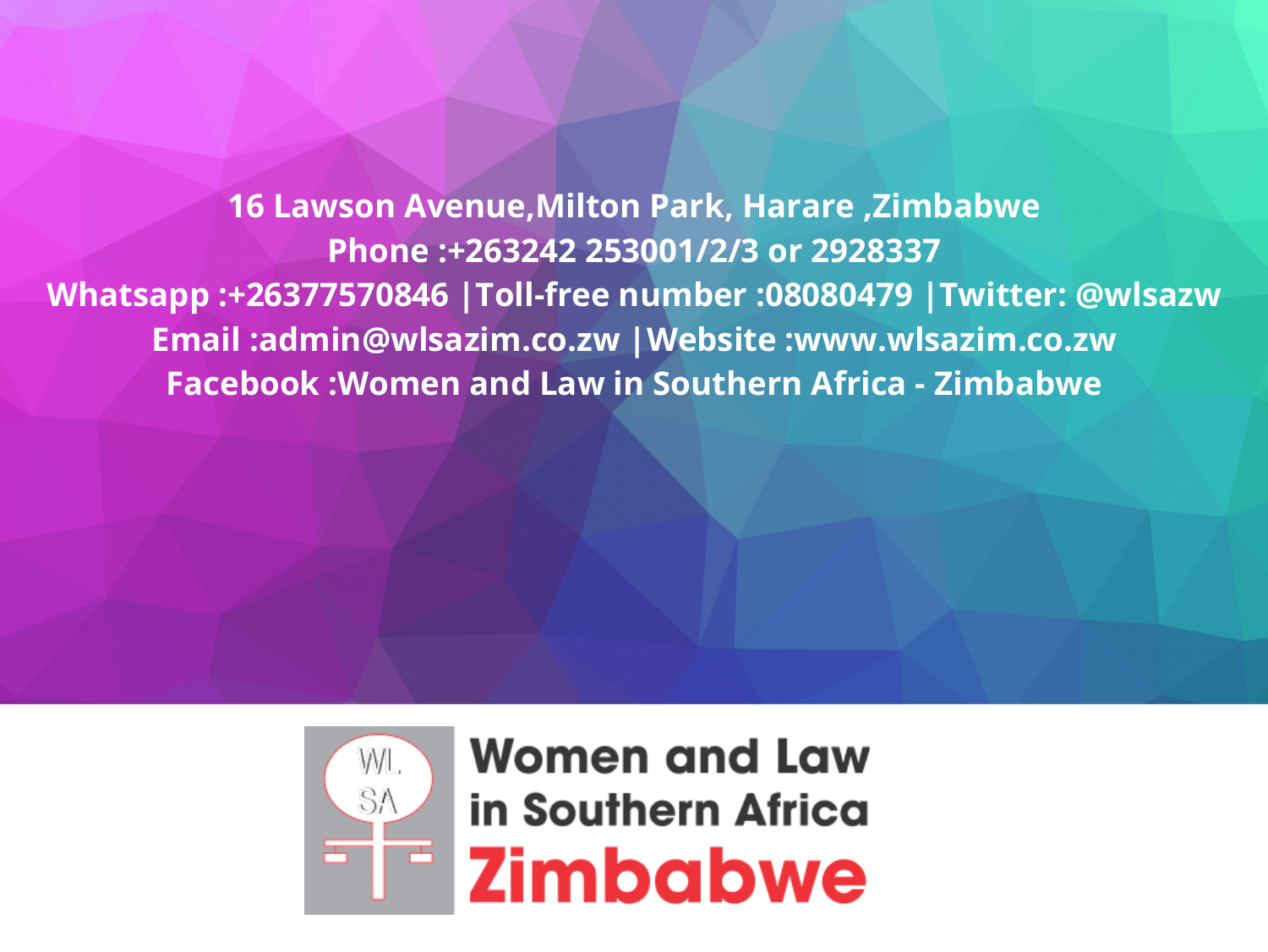16 Lawson Avenue,Milton Park, Harare ,Zimbabwe
Phone :+263242 253001/2/3 or 2928337
Whatsapp :+26377570846 |Toll-free number :08080479 |Twitter: @wlsazw
Email :admin@wlsazim.co.zw |Website :www.wlsazim.co.zw
Facebook :Women and Law in Southern Africa - Zimbabwe

WL SA

Women and Law in Southern Africa Zimbabwe